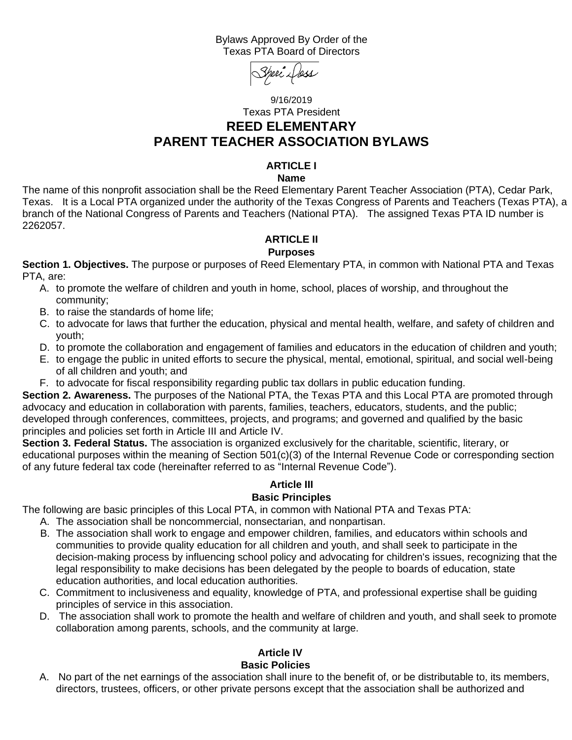Bylaws Approved By Order of the
Texas PTA Board of Directors

Sheri Doss

9/16/2019
Texas PTA President

# REED ELEMENTARY PARENT TEACHER ASSOCIATION BYLAWS

## ARTICLE I
### Name

The name of this nonprofit association shall be the Reed Elementary Parent Teacher Association (PTA), Cedar Park, Texas. It is a Local PTA organized under the authority of the Texas Congress of Parents and Teachers (Texas PTA), a branch of the National Congress of Parents and Teachers (National PTA). The assigned Texas PTA ID number is 2262057.

## ARTICLE II
### Purposes

**Section 1. Objectives.** The purpose or purposes of Reed Elementary PTA, in common with National PTA and Texas PTA, are:

A. to promote the welfare of children and youth in home, school, places of worship, and throughout the community;
B. to raise the standards of home life;
C. to advocate for laws that further the education, physical and mental health, welfare, and safety of children and youth;
D. to promote the collaboration and engagement of families and educators in the education of children and youth;
E. to engage the public in united efforts to secure the physical, mental, emotional, spiritual, and social well-being of all children and youth; and
F. to advocate for fiscal responsibility regarding public tax dollars in public education funding.

**Section 2. Awareness.** The purposes of the National PTA, the Texas PTA and this Local PTA are promoted through advocacy and education in collaboration with parents, families, teachers, educators, students, and the public; developed through conferences, committees, projects, and programs; and governed and qualified by the basic principles and policies set forth in Article III and Article IV.

**Section 3. Federal Status.** The association is organized exclusively for the charitable, scientific, literary, or educational purposes within the meaning of Section 501(c)(3) of the Internal Revenue Code or corresponding section of any future federal tax code (hereinafter referred to as "Internal Revenue Code").

## Article III
### Basic Principles

The following are basic principles of this Local PTA, in common with National PTA and Texas PTA:

A. The association shall be noncommercial, nonsectarian, and nonpartisan.
B. The association shall work to engage and empower children, families, and educators within schools and communities to provide quality education for all children and youth, and shall seek to participate in the decision-making process by influencing school policy and advocating for children's issues, recognizing that the legal responsibility to make decisions has been delegated by the people to boards of education, state education authorities, and local education authorities.
C. Commitment to inclusiveness and equality, knowledge of PTA, and professional expertise shall be guiding principles of service in this association.
D. The association shall work to promote the health and welfare of children and youth, and shall seek to promote collaboration among parents, schools, and the community at large.

## Article IV
### Basic Policies

A. No part of the net earnings of the association shall inure to the benefit of, or be distributable to, its members, directors, trustees, officers, or other private persons except that the association shall be authorized and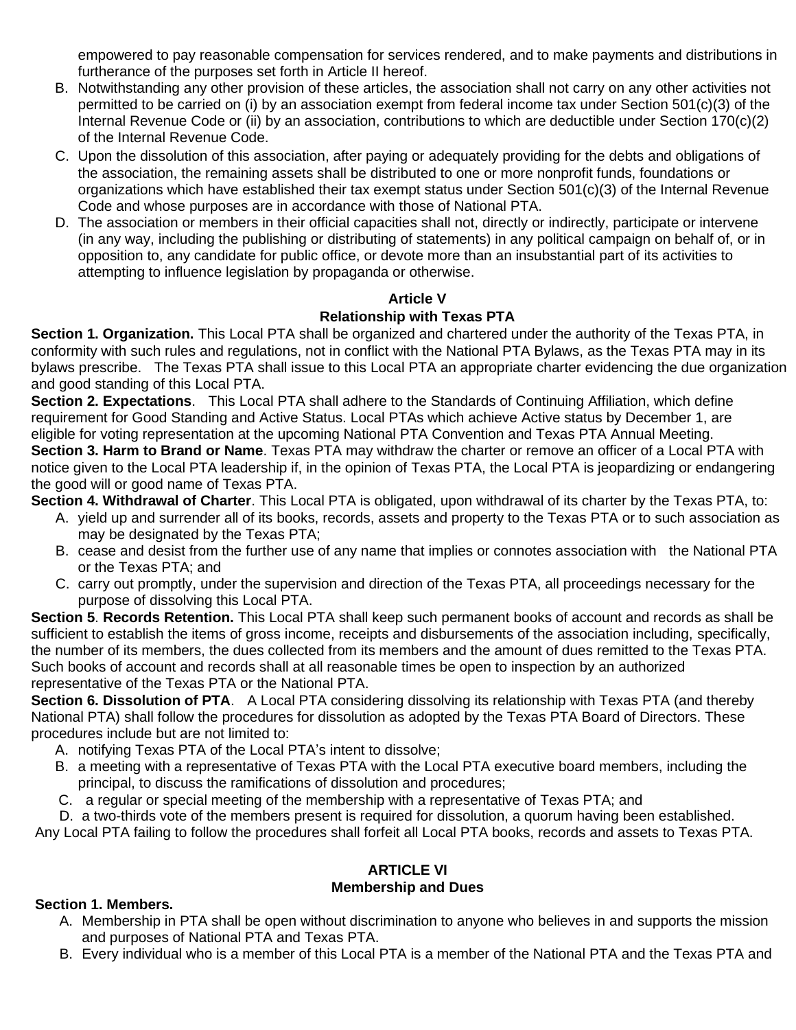empowered to pay reasonable compensation for services rendered, and to make payments and distributions in furtherance of the purposes set forth in Article II hereof.

B. Notwithstanding any other provision of these articles, the association shall not carry on any other activities not permitted to be carried on (i) by an association exempt from federal income tax under Section 501(c)(3) of the Internal Revenue Code or (ii) by an association, contributions to which are deductible under Section 170(c)(2) of the Internal Revenue Code.
C. Upon the dissolution of this association, after paying or adequately providing for the debts and obligations of the association, the remaining assets shall be distributed to one or more nonprofit funds, foundations or organizations which have established their tax exempt status under Section 501(c)(3) of the Internal Revenue Code and whose purposes are in accordance with those of National PTA.
D. The association or members in their official capacities shall not, directly or indirectly, participate or intervene (in any way, including the publishing or distributing of statements) in any political campaign on behalf of, or in opposition to, any candidate for public office, or devote more than an insubstantial part of its activities to attempting to influence legislation by propaganda or otherwise.

## Article V
## Relationship with Texas PTA

**Section 1. Organization.** This Local PTA shall be organized and chartered under the authority of the Texas PTA, in conformity with such rules and regulations, not in conflict with the National PTA Bylaws, as the Texas PTA may in its bylaws prescribe. The Texas PTA shall issue to this Local PTA an appropriate charter evidencing the due organization and good standing of this Local PTA.

**Section 2. Expectations**. This Local PTA shall adhere to the Standards of Continuing Affiliation, which define requirement for Good Standing and Active Status. Local PTAs which achieve Active status by December 1, are eligible for voting representation at the upcoming National PTA Convention and Texas PTA Annual Meeting.

**Section 3. Harm to Brand or Name**. Texas PTA may withdraw the charter or remove an officer of a Local PTA with notice given to the Local PTA leadership if, in the opinion of Texas PTA, the Local PTA is jeopardizing or endangering the good will or good name of Texas PTA.

**Section 4. Withdrawal of Charter**. This Local PTA is obligated, upon withdrawal of its charter by the Texas PTA, to:

A. yield up and surrender all of its books, records, assets and property to the Texas PTA or to such association as may be designated by the Texas PTA;
B. cease and desist from the further use of any name that implies or connotes association with the National PTA or the Texas PTA; and
C. carry out promptly, under the supervision and direction of the Texas PTA, all proceedings necessary for the purpose of dissolving this Local PTA.

**Section 5**. **Records Retention.** This Local PTA shall keep such permanent books of account and records as shall be sufficient to establish the items of gross income, receipts and disbursements of the association including, specifically, the number of its members, the dues collected from its members and the amount of dues remitted to the Texas PTA. Such books of account and records shall at all reasonable times be open to inspection by an authorized representative of the Texas PTA or the National PTA.

**Section 6. Dissolution of PTA**. A Local PTA considering dissolving its relationship with Texas PTA (and thereby National PTA) shall follow the procedures for dissolution as adopted by the Texas PTA Board of Directors. These procedures include but are not limited to:

A. notifying Texas PTA of the Local PTA's intent to dissolve;
B. a meeting with a representative of Texas PTA with the Local PTA executive board members, including the principal, to discuss the ramifications of dissolution and procedures;
C. a regular or special meeting of the membership with a representative of Texas PTA; and
D. a two-thirds vote of the members present is required for dissolution, a quorum having been established.

Any Local PTA failing to follow the procedures shall forfeit all Local PTA books, records and assets to Texas PTA.

## ARTICLE VI
## Membership and Dues

**Section 1. Members.**

A. Membership in PTA shall be open without discrimination to anyone who believes in and supports the mission and purposes of National PTA and Texas PTA.
B. Every individual who is a member of this Local PTA is a member of the National PTA and the Texas PTA and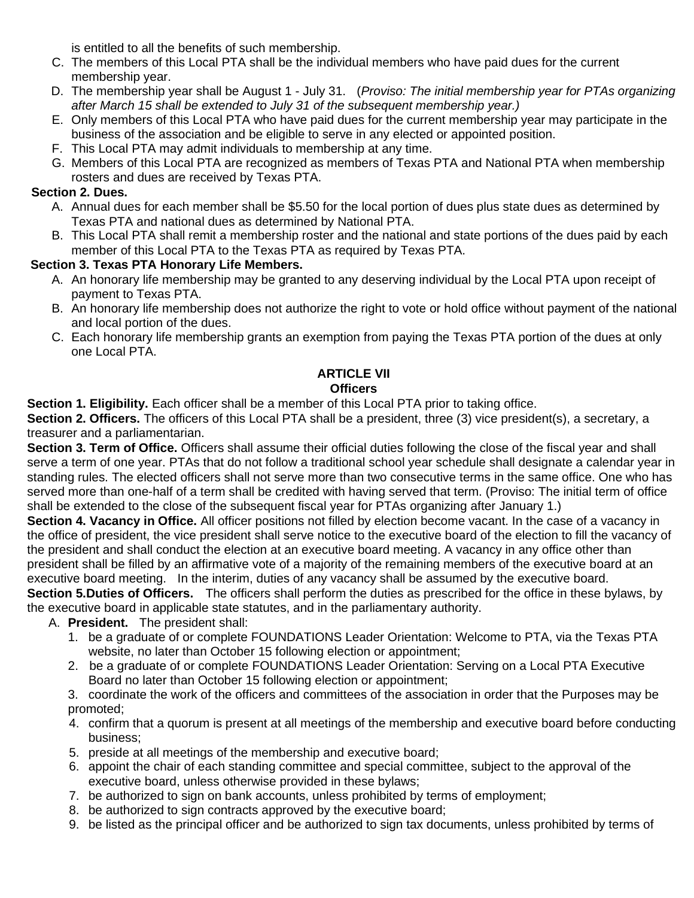is entitled to all the benefits of such membership.

C. The members of this Local PTA shall be the individual members who have paid dues for the current membership year.
D. The membership year shall be August 1 - July 31. (*Proviso: The initial membership year for PTAs organizing after March 15 shall be extended to July 31 of the subsequent membership year.)*
E. Only members of this Local PTA who have paid dues for the current membership year may participate in the business of the association and be eligible to serve in any elected or appointed position.
F. This Local PTA may admit individuals to membership at any time.
G. Members of this Local PTA are recognized as members of Texas PTA and National PTA when membership rosters and dues are received by Texas PTA.

**Section 2. Dues.**

A. Annual dues for each member shall be $5.50 for the local portion of dues plus state dues as determined by Texas PTA and national dues as determined by National PTA.
B. This Local PTA shall remit a membership roster and the national and state portions of the dues paid by each member of this Local PTA to the Texas PTA as required by Texas PTA.

**Section 3. Texas PTA Honorary Life Members.**

A. An honorary life membership may be granted to any deserving individual by the Local PTA upon receipt of payment to Texas PTA.
B. An honorary life membership does not authorize the right to vote or hold office without payment of the national and local portion of the dues.
C. Each honorary life membership grants an exemption from paying the Texas PTA portion of the dues at only one Local PTA.

## ARTICLE VII
## Officers

**Section 1. Eligibility.** Each officer shall be a member of this Local PTA prior to taking office.

**Section 2. Officers.** The officers of this Local PTA shall be a president, three (3) vice president(s), a secretary, a treasurer and a parliamentarian.

**Section 3. Term of Office.** Officers shall assume their official duties following the close of the fiscal year and shall serve a term of one year. PTAs that do not follow a traditional school year schedule shall designate a calendar year in standing rules. The elected officers shall not serve more than two consecutive terms in the same office. One who has served more than one-half of a term shall be credited with having served that term. (Proviso: The initial term of office shall be extended to the close of the subsequent fiscal year for PTAs organizing after January 1.)

**Section 4. Vacancy in Office.** All officer positions not filled by election become vacant. In the case of a vacancy in the office of president, the vice president shall serve notice to the executive board of the election to fill the vacancy of the president and shall conduct the election at an executive board meeting. A vacancy in any office other than president shall be filled by an affirmative vote of a majority of the remaining members of the executive board at an executive board meeting. In the interim, duties of any vacancy shall be assumed by the executive board.

**Section 5.Duties of Officers.** The officers shall perform the duties as prescribed for the office in these bylaws, by the executive board in applicable state statutes, and in the parliamentary authority.

A. **President.** The president shall:
   1. be a graduate of or complete FOUNDATIONS Leader Orientation: Welcome to PTA, via the Texas PTA website, no later than October 15 following election or appointment;
   2. be a graduate of or complete FOUNDATIONS Leader Orientation: Serving on a Local PTA Executive Board no later than October 15 following election or appointment;
   3. coordinate the work of the officers and committees of the association in order that the Purposes may be promoted;
   4. confirm that a quorum is present at all meetings of the membership and executive board before conducting business;
   5. preside at all meetings of the membership and executive board;
   6. appoint the chair of each standing committee and special committee, subject to the approval of the executive board, unless otherwise provided in these bylaws;
   7. be authorized to sign on bank accounts, unless prohibited by terms of employment;
   8. be authorized to sign contracts approved by the executive board;
   9. be listed as the principal officer and be authorized to sign tax documents, unless prohibited by terms of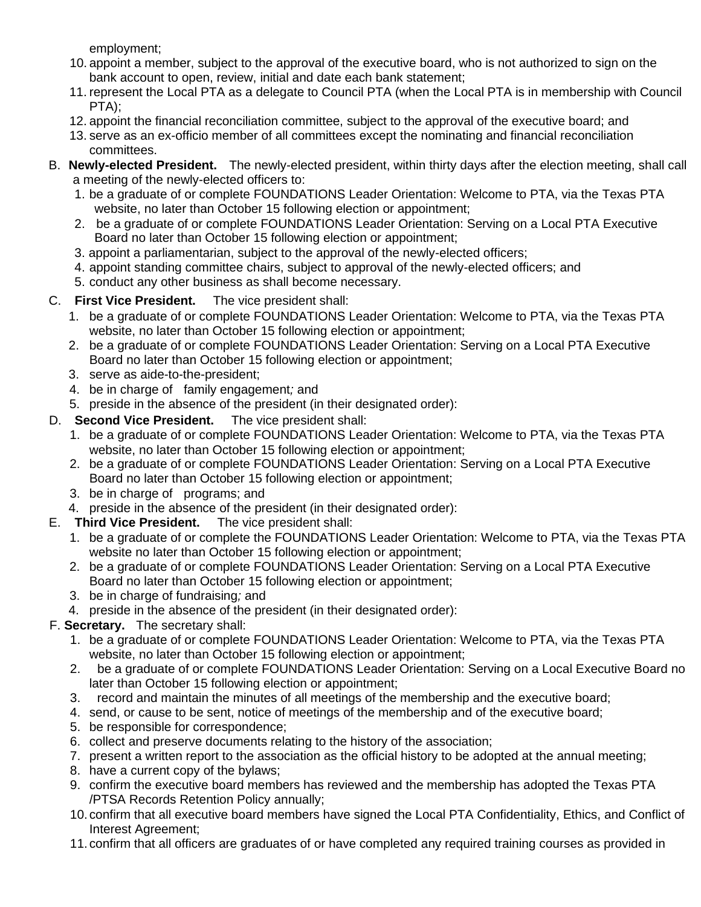employment;

10. appoint a member, subject to the approval of the executive board, who is not authorized to sign on the bank account to open, review, initial and date each bank statement;
11. represent the Local PTA as a delegate to Council PTA (when the Local PTA is in membership with Council PTA);
12. appoint the financial reconciliation committee, subject to the approval of the executive board; and
13. serve as an ex-officio member of all committees except the nominating and financial reconciliation committees.

B. **Newly-elected President.** The newly-elected president, within thirty days after the election meeting, shall call a meeting of the newly-elected officers to:

1. be a graduate of or complete FOUNDATIONS Leader Orientation: Welcome to PTA, via the Texas PTA website, no later than October 15 following election or appointment;
2. be a graduate of or complete FOUNDATIONS Leader Orientation: Serving on a Local PTA Executive Board no later than October 15 following election or appointment;
3. appoint a parliamentarian, subject to the approval of the newly-elected officers;
4. appoint standing committee chairs, subject to approval of the newly-elected officers; and
5. conduct any other business as shall become necessary.

C. **First Vice President.** The vice president shall:

1. be a graduate of or complete FOUNDATIONS Leader Orientation: Welcome to PTA, via the Texas PTA website, no later than October 15 following election or appointment;
2. be a graduate of or complete FOUNDATIONS Leader Orientation: Serving on a Local PTA Executive Board no later than October 15 following election or appointment;
3. serve as aide-to-the-president;
4. be in charge of family engagement*;* and
5. preside in the absence of the president (in their designated order):

D. **Second Vice President.** The vice president shall:

1. be a graduate of or complete FOUNDATIONS Leader Orientation: Welcome to PTA, via the Texas PTA website, no later than October 15 following election or appointment;
2. be a graduate of or complete FOUNDATIONS Leader Orientation: Serving on a Local PTA Executive Board no later than October 15 following election or appointment;
3. be in charge of programs; and
4. preside in the absence of the president (in their designated order):

E. **Third Vice President.** The vice president shall:

1. be a graduate of or complete the FOUNDATIONS Leader Orientation: Welcome to PTA, via the Texas PTA website no later than October 15 following election or appointment;
2. be a graduate of or complete FOUNDATIONS Leader Orientation: Serving on a Local PTA Executive Board no later than October 15 following election or appointment;
3. be in charge of fundraising*;* and
4. preside in the absence of the president (in their designated order):

F. **Secretary.** The secretary shall:

1. be a graduate of or complete FOUNDATIONS Leader Orientation: Welcome to PTA, via the Texas PTA website, no later than October 15 following election or appointment;
2. be a graduate of or complete FOUNDATIONS Leader Orientation: Serving on a Local Executive Board no later than October 15 following election or appointment;
3. record and maintain the minutes of all meetings of the membership and the executive board;
4. send, or cause to be sent, notice of meetings of the membership and of the executive board;
5. be responsible for correspondence;
6. collect and preserve documents relating to the history of the association;
7. present a written report to the association as the official history to be adopted at the annual meeting;
8. have a current copy of the bylaws;
9. confirm the executive board members has reviewed and the membership has adopted the Texas PTA /PTSA Records Retention Policy annually;
10. confirm that all executive board members have signed the Local PTA Confidentiality, Ethics, and Conflict of Interest Agreement;
11. confirm that all officers are graduates of or have completed any required training courses as provided in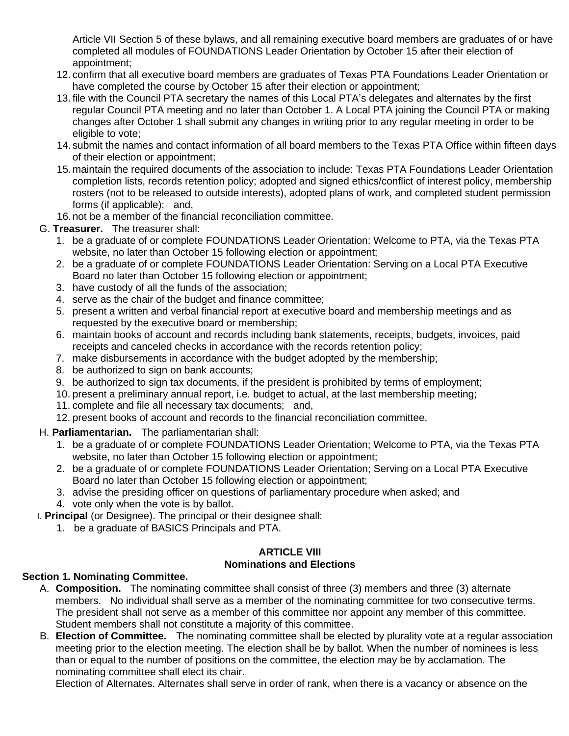Article VII Section 5 of these bylaws, and all remaining executive board members are graduates of or have completed all modules of FOUNDATIONS Leader Orientation by October 15 after their election of appointment;

12. confirm that all executive board members are graduates of Texas PTA Foundations Leader Orientation or have completed the course by October 15 after their election or appointment;
13. file with the Council PTA secretary the names of this Local PTA's delegates and alternates by the first regular Council PTA meeting and no later than October 1. A Local PTA joining the Council PTA or making changes after October 1 shall submit any changes in writing prior to any regular meeting in order to be eligible to vote;
14. submit the names and contact information of all board members to the Texas PTA Office within fifteen days of their election or appointment;
15. maintain the required documents of the association to include: Texas PTA Foundations Leader Orientation completion lists, records retention policy; adopted and signed ethics/conflict of interest policy, membership rosters (not to be released to outside interests), adopted plans of work, and completed student permission forms (if applicable); and,
16. not be a member of the financial reconciliation committee.

G. **Treasurer.** The treasurer shall:

1. be a graduate of or complete FOUNDATIONS Leader Orientation: Welcome to PTA, via the Texas PTA website, no later than October 15 following election or appointment;
2. be a graduate of or complete FOUNDATIONS Leader Orientation: Serving on a Local PTA Executive Board no later than October 15 following election or appointment;
3. have custody of all the funds of the association;
4. serve as the chair of the budget and finance committee;
5. present a written and verbal financial report at executive board and membership meetings and as requested by the executive board or membership;
6. maintain books of account and records including bank statements, receipts, budgets, invoices, paid receipts and canceled checks in accordance with the records retention policy;
7. make disbursements in accordance with the budget adopted by the membership;
8. be authorized to sign on bank accounts;
9. be authorized to sign tax documents, if the president is prohibited by terms of employment;
10. present a preliminary annual report, i.e. budget to actual, at the last membership meeting;
11. complete and file all necessary tax documents; and,
12. present books of account and records to the financial reconciliation committee.

H. **Parliamentarian.** The parliamentarian shall:

1. be a graduate of or complete FOUNDATIONS Leader Orientation; Welcome to PTA, via the Texas PTA website, no later than October 15 following election or appointment;
2. be a graduate of or complete FOUNDATIONS Leader Orientation; Serving on a Local PTA Executive Board no later than October 15 following election or appointment;
3. advise the presiding officer on questions of parliamentary procedure when asked; and
4. vote only when the vote is by ballot.

I. **Principal** (or Designee). The principal or their designee shall:

1. be a graduate of BASICS Principals and PTA.

## ARTICLE VIII
## Nominations and Elections

**Section 1. Nominating Committee.**

A. **Composition.** The nominating committee shall consist of three (3) members and three (3) alternate members. No individual shall serve as a member of the nominating committee for two consecutive terms. The president shall not serve as a member of this committee nor appoint any member of this committee. Student members shall not constitute a majority of this committee.

B. **Election of Committee.** The nominating committee shall be elected by plurality vote at a regular association meeting prior to the election meeting. The election shall be by ballot. When the number of nominees is less than or equal to the number of positions on the committee, the election may be by acclamation. The nominating committee shall elect its chair.

Election of Alternates. Alternates shall serve in order of rank, when there is a vacancy or absence on the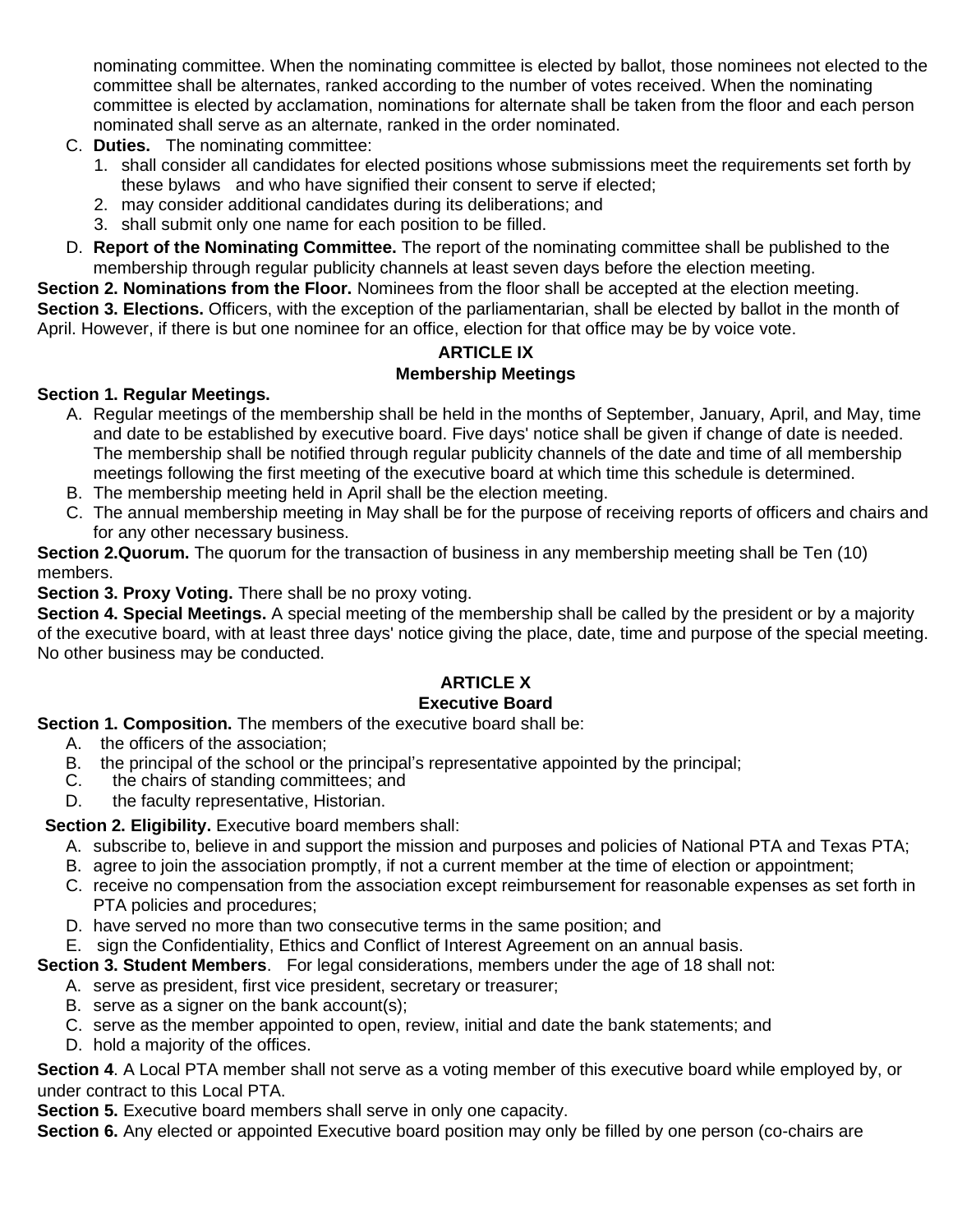nominating committee. When the nominating committee is elected by ballot, those nominees not elected to the committee shall be alternates, ranked according to the number of votes received. When the nominating committee is elected by acclamation, nominations for alternate shall be taken from the floor and each person nominated shall serve as an alternate, ranked in the order nominated.

C. **Duties.** The nominating committee:
   1. shall consider all candidates for elected positions whose submissions meet the requirements set forth by these bylaws and who have signified their consent to serve if elected;
   2. may consider additional candidates during its deliberations; and
   3. shall submit only one name for each position to be filled.

D. **Report of the Nominating Committee.** The report of the nominating committee shall be published to the membership through regular publicity channels at least seven days before the election meeting.

**Section 2. Nominations from the Floor.** Nominees from the floor shall be accepted at the election meeting.

**Section 3. Elections.** Officers, with the exception of the parliamentarian, shall be elected by ballot in the month of April. However, if there is but one nominee for an office, election for that office may be by voice vote.

## ARTICLE IX
## Membership Meetings

**Section 1. Regular Meetings.**

A. Regular meetings of the membership shall be held in the months of September, January, April, and May, time and date to be established by executive board. Five days' notice shall be given if change of date is needed. The membership shall be notified through regular publicity channels of the date and time of all membership meetings following the first meeting of the executive board at which time this schedule is determined.

B. The membership meeting held in April shall be the election meeting.

C. The annual membership meeting in May shall be for the purpose of receiving reports of officers and chairs and for any other necessary business.

**Section 2.Quorum.** The quorum for the transaction of business in any membership meeting shall be Ten (10) members.

**Section 3. Proxy Voting.** There shall be no proxy voting.

**Section 4. Special Meetings.** A special meeting of the membership shall be called by the president or by a majority of the executive board, with at least three days' notice giving the place, date, time and purpose of the special meeting. No other business may be conducted.

## ARTICLE X
## Executive Board

**Section 1. Composition.** The members of the executive board shall be:

A. the officers of the association;

B. the principal of the school or the principal's representative appointed by the principal;

C. the chairs of standing committees; and

D. the faculty representative, Historian.

**Section 2. Eligibility.** Executive board members shall:

A. subscribe to, believe in and support the mission and purposes and policies of National PTA and Texas PTA;

B. agree to join the association promptly, if not a current member at the time of election or appointment;

C. receive no compensation from the association except reimbursement for reasonable expenses as set forth in PTA policies and procedures;

D. have served no more than two consecutive terms in the same position; and

E. sign the Confidentiality, Ethics and Conflict of Interest Agreement on an annual basis.

**Section 3. Student Members**. For legal considerations, members under the age of 18 shall not:

A. serve as president, first vice president, secretary or treasurer;

B. serve as a signer on the bank account(s);

C. serve as the member appointed to open, review, initial and date the bank statements; and

D. hold a majority of the offices.

**Section 4**. A Local PTA member shall not serve as a voting member of this executive board while employed by, or under contract to this Local PTA.

**Section 5.** Executive board members shall serve in only one capacity.

**Section 6.** Any elected or appointed Executive board position may only be filled by one person (co-chairs are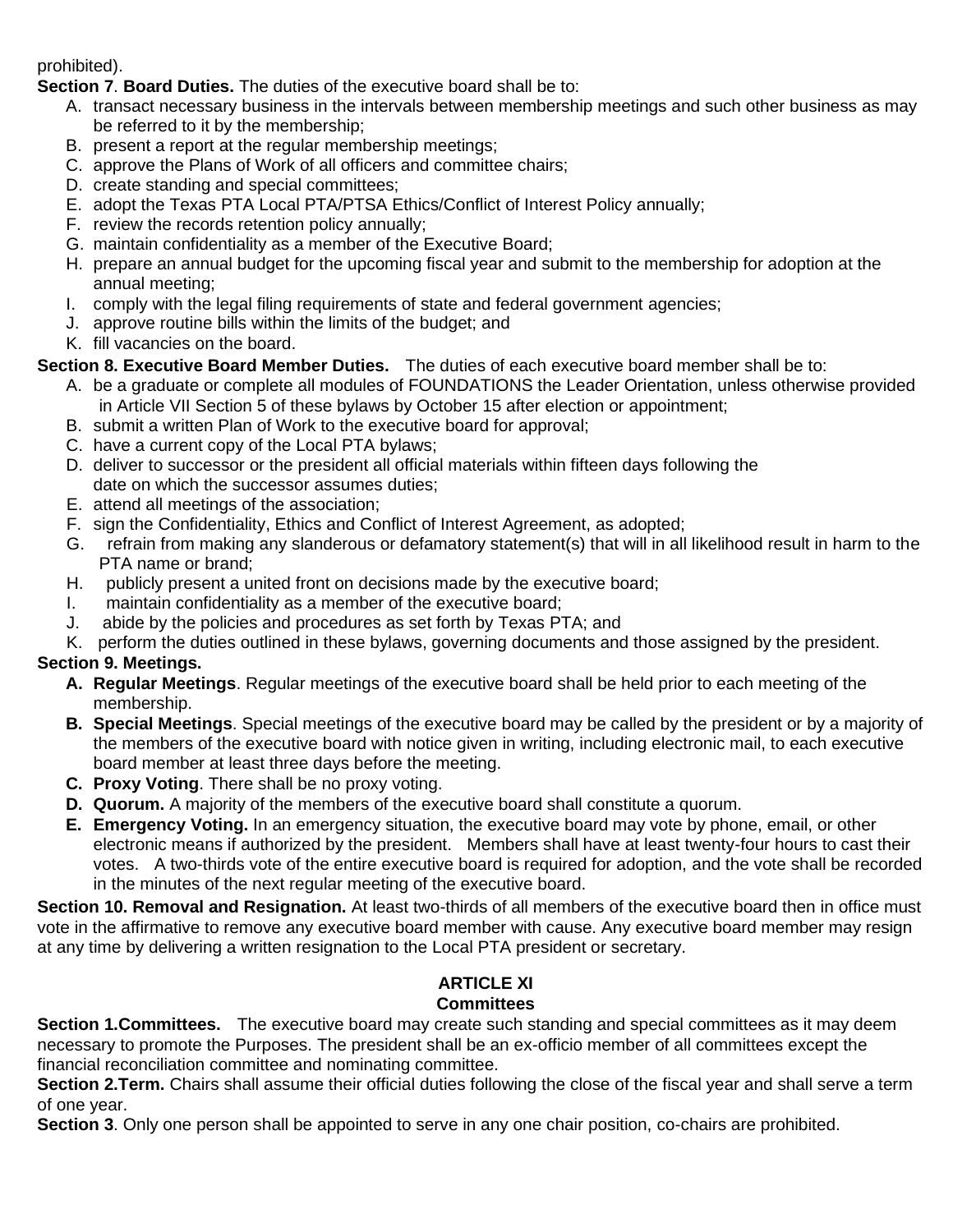prohibited).

**Section 7**. **Board Duties.** The duties of the executive board shall be to:

A. transact necessary business in the intervals between membership meetings and such other business as may be referred to it by the membership;
B. present a report at the regular membership meetings;
C. approve the Plans of Work of all officers and committee chairs;
D. create standing and special committees;
E. adopt the Texas PTA Local PTA/PTSA Ethics/Conflict of Interest Policy annually;
F. review the records retention policy annually;
G. maintain confidentiality as a member of the Executive Board;
H. prepare an annual budget for the upcoming fiscal year and submit to the membership for adoption at the annual meeting;
I. comply with the legal filing requirements of state and federal government agencies;
J. approve routine bills within the limits of the budget; and
K. fill vacancies on the board.

**Section 8. Executive Board Member Duties.** The duties of each executive board member shall be to:

A. be a graduate or complete all modules of FOUNDATIONS the Leader Orientation, unless otherwise provided in Article VII Section 5 of these bylaws by October 15 after election or appointment;
B. submit a written Plan of Work to the executive board for approval;
C. have a current copy of the Local PTA bylaws;
D. deliver to successor or the president all official materials within fifteen days following the date on which the successor assumes duties;
E. attend all meetings of the association;
F. sign the Confidentiality, Ethics and Conflict of Interest Agreement, as adopted;
G. refrain from making any slanderous or defamatory statement(s) that will in all likelihood result in harm to the PTA name or brand;
H. publicly present a united front on decisions made by the executive board;
I. maintain confidentiality as a member of the executive board;
J. abide by the policies and procedures as set forth by Texas PTA; and
K. perform the duties outlined in these bylaws, governing documents and those assigned by the president.

**Section 9. Meetings.**

A. **Regular Meetings**. Regular meetings of the executive board shall be held prior to each meeting of the membership.
B. **Special Meetings**. Special meetings of the executive board may be called by the president or by a majority of the members of the executive board with notice given in writing, including electronic mail, to each executive board member at least three days before the meeting.
C. **Proxy Voting**. There shall be no proxy voting.
D. **Quorum.** A majority of the members of the executive board shall constitute a quorum.
E. **Emergency Voting.** In an emergency situation, the executive board may vote by phone, email, or other electronic means if authorized by the president. Members shall have at least twenty-four hours to cast their votes. A two-thirds vote of the entire executive board is required for adoption, and the vote shall be recorded in the minutes of the next regular meeting of the executive board.

**Section 10. Removal and Resignation.** At least two-thirds of all members of the executive board then in office must vote in the affirmative to remove any executive board member with cause. Any executive board member may resign at any time by delivering a written resignation to the Local PTA president or secretary.

## ARTICLE XI
## Committees

**Section 1.Committees.** The executive board may create such standing and special committees as it may deem necessary to promote the Purposes. The president shall be an ex-officio member of all committees except the financial reconciliation committee and nominating committee.

**Section 2.Term.** Chairs shall assume their official duties following the close of the fiscal year and shall serve a term of one year.

**Section 3**. Only one person shall be appointed to serve in any one chair position, co-chairs are prohibited.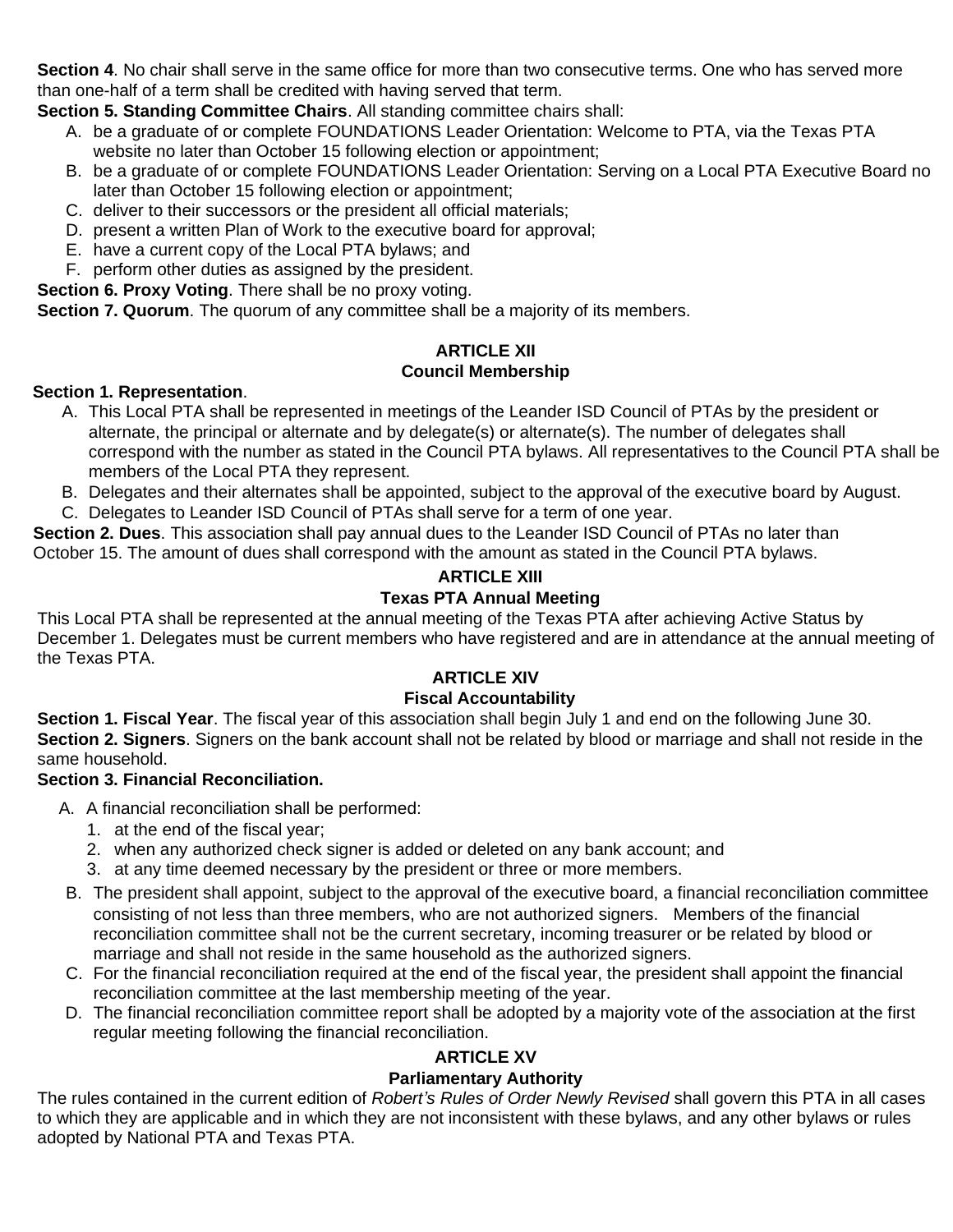**Section 4**. No chair shall serve in the same office for more than two consecutive terms. One who has served more than one-half of a term shall be credited with having served that term.

**Section 5. Standing Committee Chairs**. All standing committee chairs shall:

A. be a graduate of or complete FOUNDATIONS Leader Orientation: Welcome to PTA, via the Texas PTA website no later than October 15 following election or appointment;
B. be a graduate of or complete FOUNDATIONS Leader Orientation: Serving on a Local PTA Executive Board no later than October 15 following election or appointment;
C. deliver to their successors or the president all official materials;
D. present a written Plan of Work to the executive board for approval;
E. have a current copy of the Local PTA bylaws; and
F. perform other duties as assigned by the president.

**Section 6. Proxy Voting**. There shall be no proxy voting.

**Section 7. Quorum**. The quorum of any committee shall be a majority of its members.

## ARTICLE XII
## Council Membership

**Section 1. Representation**.

A. This Local PTA shall be represented in meetings of the Leander ISD Council of PTAs by the president or alternate, the principal or alternate and by delegate(s) or alternate(s). The number of delegates shall correspond with the number as stated in the Council PTA bylaws. All representatives to the Council PTA shall be members of the Local PTA they represent.
B. Delegates and their alternates shall be appointed, subject to the approval of the executive board by August.
C. Delegates to Leander ISD Council of PTAs shall serve for a term of one year.

**Section 2. Dues**. This association shall pay annual dues to the Leander ISD Council of PTAs no later than October 15. The amount of dues shall correspond with the amount as stated in the Council PTA bylaws.

## ARTICLE XIII
## Texas PTA Annual Meeting

This Local PTA shall be represented at the annual meeting of the Texas PTA after achieving Active Status by December 1. Delegates must be current members who have registered and are in attendance at the annual meeting of the Texas PTA.

## ARTICLE XIV
## Fiscal Accountability

**Section 1. Fiscal Year**. The fiscal year of this association shall begin July 1 and end on the following June 30.

**Section 2. Signers**. Signers on the bank account shall not be related by blood or marriage and shall not reside in the same household.

**Section 3. Financial Reconciliation.**

A. A financial reconciliation shall be performed:
   1. at the end of the fiscal year;
   2. when any authorized check signer is added or deleted on any bank account; and
   3. at any time deemed necessary by the president or three or more members.
B. The president shall appoint, subject to the approval of the executive board, a financial reconciliation committee consisting of not less than three members, who are not authorized signers. Members of the financial reconciliation committee shall not be the current secretary, incoming treasurer or be related by blood or marriage and shall not reside in the same household as the authorized signers.
C. For the financial reconciliation required at the end of the fiscal year, the president shall appoint the financial reconciliation committee at the last membership meeting of the year.
D. The financial reconciliation committee report shall be adopted by a majority vote of the association at the first regular meeting following the financial reconciliation.

## ARTICLE XV
## Parliamentary Authority

The rules contained in the current edition of *Robert's Rules of Order Newly Revised* shall govern this PTA in all cases to which they are applicable and in which they are not inconsistent with these bylaws, and any other bylaws or rules adopted by National PTA and Texas PTA.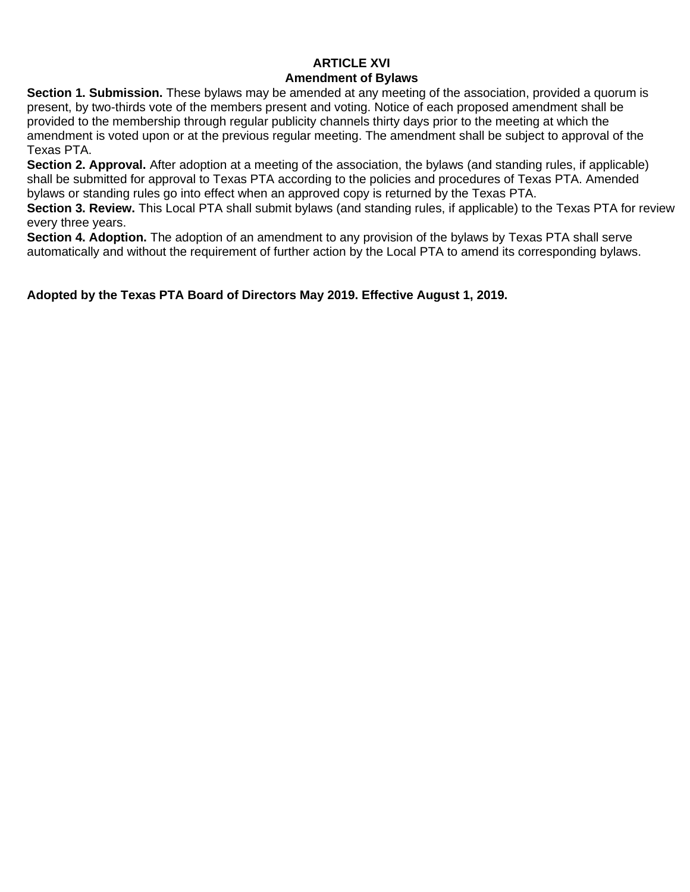## ARTICLE XVI
## Amendment of Bylaws

**Section 1. Submission.** These bylaws may be amended at any meeting of the association, provided a quorum is present, by two-thirds vote of the members present and voting. Notice of each proposed amendment shall be provided to the membership through regular publicity channels thirty days prior to the meeting at which the amendment is voted upon or at the previous regular meeting. The amendment shall be subject to approval of the Texas PTA.

**Section 2. Approval.** After adoption at a meeting of the association, the bylaws (and standing rules, if applicable) shall be submitted for approval to Texas PTA according to the policies and procedures of Texas PTA. Amended bylaws or standing rules go into effect when an approved copy is returned by the Texas PTA.

**Section 3. Review.** This Local PTA shall submit bylaws (and standing rules, if applicable) to the Texas PTA for review every three years.

**Section 4. Adoption.** The adoption of an amendment to any provision of the bylaws by Texas PTA shall serve automatically and without the requirement of further action by the Local PTA to amend its corresponding bylaws.

**Adopted by the Texas PTA Board of Directors May 2019. Effective August 1, 2019.**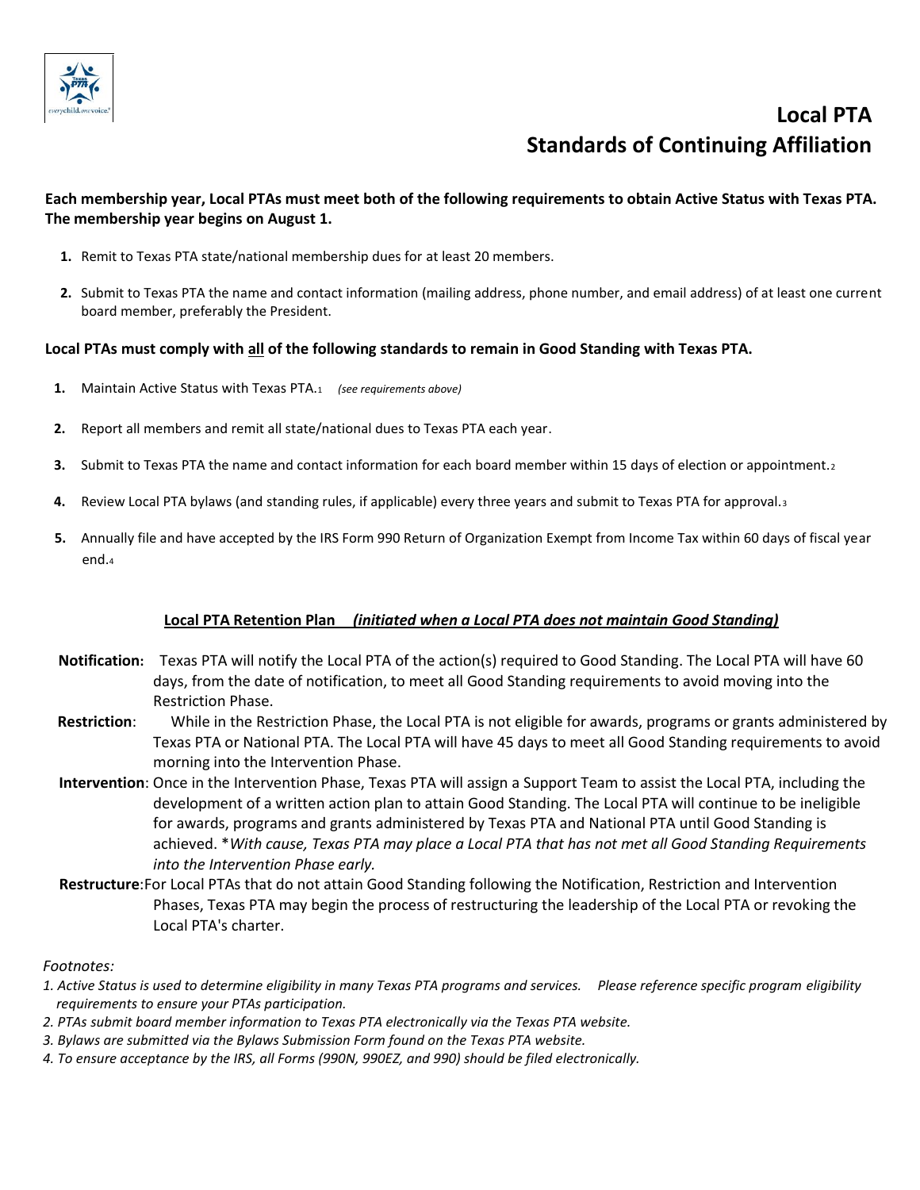# Local PTA
# Standards of Continuing Affiliation

**Each membership year, Local PTAs must meet both of the following requirements to obtain Active Status with Texas PTA. The membership year begins on August 1.**

1. Remit to Texas PTA state/national membership dues for at least 20 members.
2. Submit to Texas PTA the name and contact information (mailing address, phone number, and email address) of at least one current board member, preferably the President.

**Local PTAs must comply with <u>all</u> of the following standards to remain in Good Standing with Texas PTA.**

1. Maintain Active Status with Texas PTA.[1] *(see requirements above)*
2. Report all members and remit all state/national dues to Texas PTA each year.
3. Submit to Texas PTA the name and contact information for each board member within 15 days of election or appointment.[2]
4. Review Local PTA bylaws (and standing rules, if applicable) every three years and submit to Texas PTA for approval.[3]
5. Annually file and have accepted by the IRS Form 990 Return of Organization Exempt from Income Tax within 60 days of fiscal year end.[4]

### <u>Local PTA Retention Plan</u> <u>*(initiated when a Local PTA does not maintain Good Standing)*</u>

**Notification:** Texas PTA will notify the Local PTA of the action(s) required to Good Standing. The Local PTA will have 60 days, from the date of notification, to meet all Good Standing requirements to avoid moving into the Restriction Phase.

**Restriction**: While in the Restriction Phase, the Local PTA is not eligible for awards, programs or grants administered by Texas PTA or National PTA. The Local PTA will have 45 days to meet all Good Standing requirements to avoid morning into the Intervention Phase.

**Intervention**: Once in the Intervention Phase, Texas PTA will assign a Support Team to assist the Local PTA, including the development of a written action plan to attain Good Standing. The Local PTA will continue to be ineligible for awards, programs and grants administered by Texas PTA and National PTA until Good Standing is achieved. \**With cause, Texas PTA may place a Local PTA that has not met all Good Standing Requirements into the Intervention Phase early.*

**Restructure**:For Local PTAs that do not attain Good Standing following the Notification, Restriction and Intervention Phases, Texas PTA may begin the process of restructuring the leadership of the Local PTA or revoking the Local PTA's charter.

*Footnotes:*

*1. Active Status is used to determine eligibility in many Texas PTA programs and services. Please reference specific program eligibility requirements to ensure your PTAs participation.*

*2. PTAs submit board member information to Texas PTA electronically via the Texas PTA website.*

*3. Bylaws are submitted via the Bylaws Submission Form found on the Texas PTA website.*

*4. To ensure acceptance by the IRS, all Forms (990N, 990EZ, and 990) should be filed electronically.*